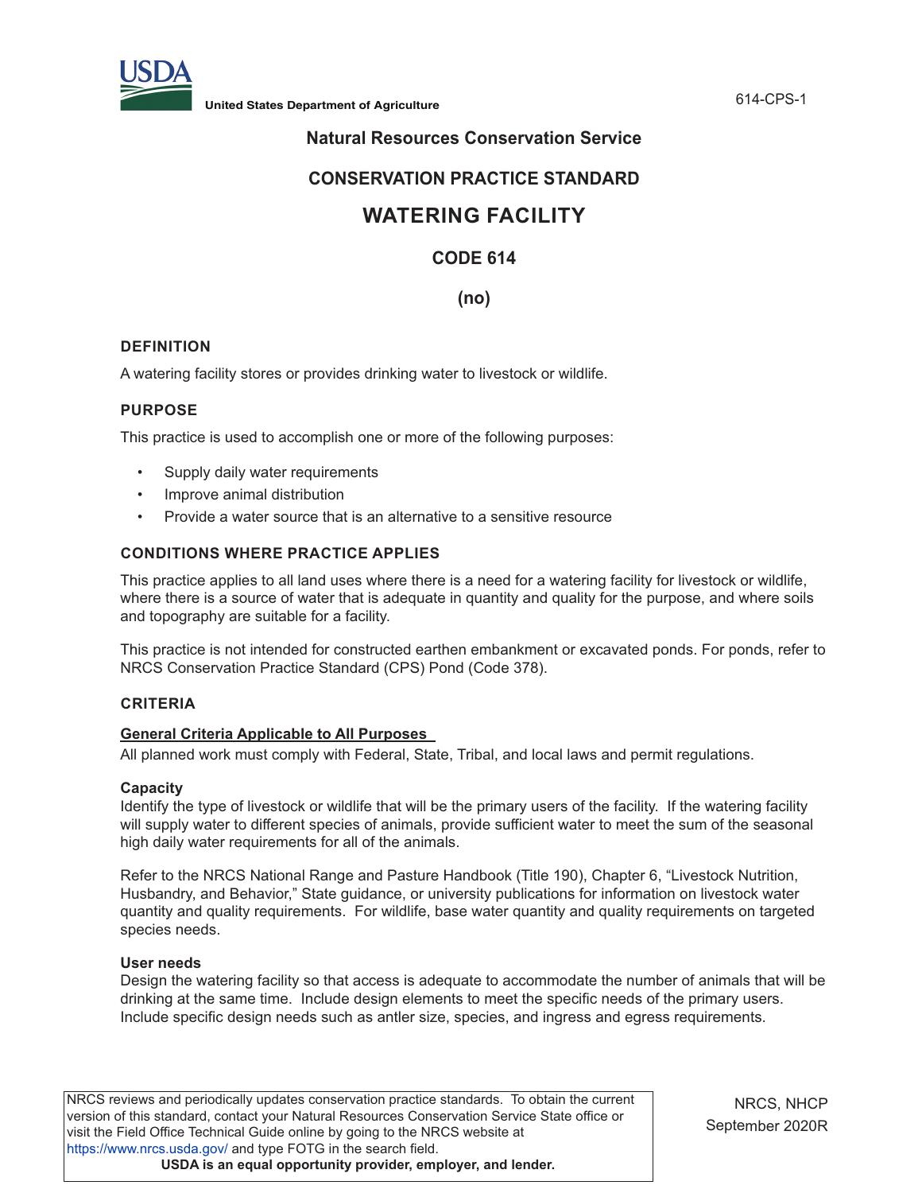United States Department of Agriculture

## Natural Resources Conservation Service

## CONSERVATION PRACTICE STANDARD

# WATERING FACILITY

## CODE 614

## (no)

### DEFINITION

A watering facility stores or provides drinking water to livestock or wildlife.

### PURPOSE

This practice is used to accomplish one or more of the following purposes:

- Supply daily water requirements
- Improve animal distribution
- Provide a water source that is an alternative to a sensitive resource

### CONDITIONS WHERE PRACTICE APPLIES

This practice applies to all land uses where there is a need for a watering facility for livestock or wildlife, where there is a source of water that is adequate in quantity and quality for the purpose, and where soils and topography are suitable for a facility.

This practice is not intended for constructed earthen embankment or excavated ponds. For ponds, refer to NRCS Conservation Practice Standard (CPS) Pond (Code 378).

### CRITERIA

**General Criteria Applicable to All Purposes**

All planned work must comply with Federal, State, Tribal, and local laws and permit regulations.

**Capacity**

Identify the type of livestock or wildlife that will be the primary users of the facility. If the watering facility will supply water to different species of animals, provide sufficient water to meet the sum of the seasonal high daily water requirements for all of the animals.

Refer to the NRCS National Range and Pasture Handbook (Title 190), Chapter 6, "Livestock Nutrition, Husbandry, and Behavior," State guidance, or university publications for information on livestock water quantity and quality requirements. For wildlife, base water quantity and quality requirements on targeted species needs.

**User needs**

Design the watering facility so that access is adequate to accommodate the number of animals that will be drinking at the same time. Include design elements to meet the specific needs of the primary users. Include specific design needs such as antler size, species, and ingress and egress requirements.

NRCS reviews and periodically updates conservation practice standards. To obtain the current version of this standard, contact your Natural Resources Conservation Service State office or visit the Field Office Technical Guide online by going to the NRCS website at https://www.nrcs.usda.gov/ and type FOTG in the search field.

**USDA is an equal opportunity provider, employer, and lender.**

NRCS, NHCP
September 2020R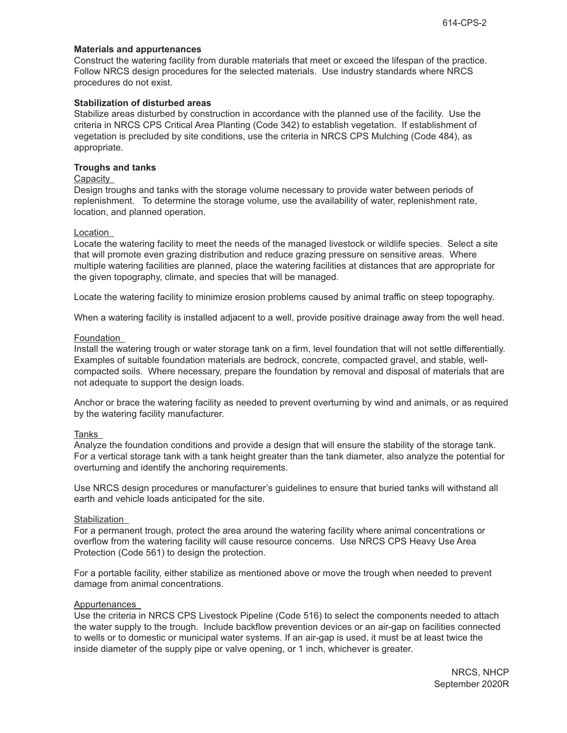**Materials and appurtenances**

Construct the watering facility from durable materials that meet or exceed the lifespan of the practice. Follow NRCS design procedures for the selected materials. Use industry standards where NRCS procedures do not exist.

**Stabilization of disturbed areas**

Stabilize areas disturbed by construction in accordance with the planned use of the facility. Use the criteria in NRCS CPS Critical Area Planting (Code 342) to establish vegetation. If establishment of vegetation is precluded by site conditions, use the criteria in NRCS CPS Mulching (Code 484), as appropriate.

**Troughs and tanks**

Capacity

Design troughs and tanks with the storage volume necessary to provide water between periods of replenishment. To determine the storage volume, use the availability of water, replenishment rate, location, and planned operation.

Location

Locate the watering facility to meet the needs of the managed livestock or wildlife species. Select a site that will promote even grazing distribution and reduce grazing pressure on sensitive areas. Where multiple watering facilities are planned, place the watering facilities at distances that are appropriate for the given topography, climate, and species that will be managed.

Locate the watering facility to minimize erosion problems caused by animal traffic on steep topography.

When a watering facility is installed adjacent to a well, provide positive drainage away from the well head.

Foundation

Install the watering trough or water storage tank on a firm, level foundation that will not settle differentially. Examples of suitable foundation materials are bedrock, concrete, compacted gravel, and stable, well-compacted soils. Where necessary, prepare the foundation by removal and disposal of materials that are not adequate to support the design loads.

Anchor or brace the watering facility as needed to prevent overturning by wind and animals, or as required by the watering facility manufacturer.

Tanks

Analyze the foundation conditions and provide a design that will ensure the stability of the storage tank. For a vertical storage tank with a tank height greater than the tank diameter, also analyze the potential for overturning and identify the anchoring requirements.

Use NRCS design procedures or manufacturer's guidelines to ensure that buried tanks will withstand all earth and vehicle loads anticipated for the site.

Stabilization

For a permanent trough, protect the area around the watering facility where animal concentrations or overflow from the watering facility will cause resource concerns. Use NRCS CPS Heavy Use Area Protection (Code 561) to design the protection.

For a portable facility, either stabilize as mentioned above or move the trough when needed to prevent damage from animal concentrations.

Appurtenances

Use the criteria in NRCS CPS Livestock Pipeline (Code 516) to select the components needed to attach the water supply to the trough. Include backflow prevention devices or an air-gap on facilities connected to wells or to domestic or municipal water systems. If an air-gap is used, it must be at least twice the inside diameter of the supply pipe or valve opening, or 1 inch, whichever is greater.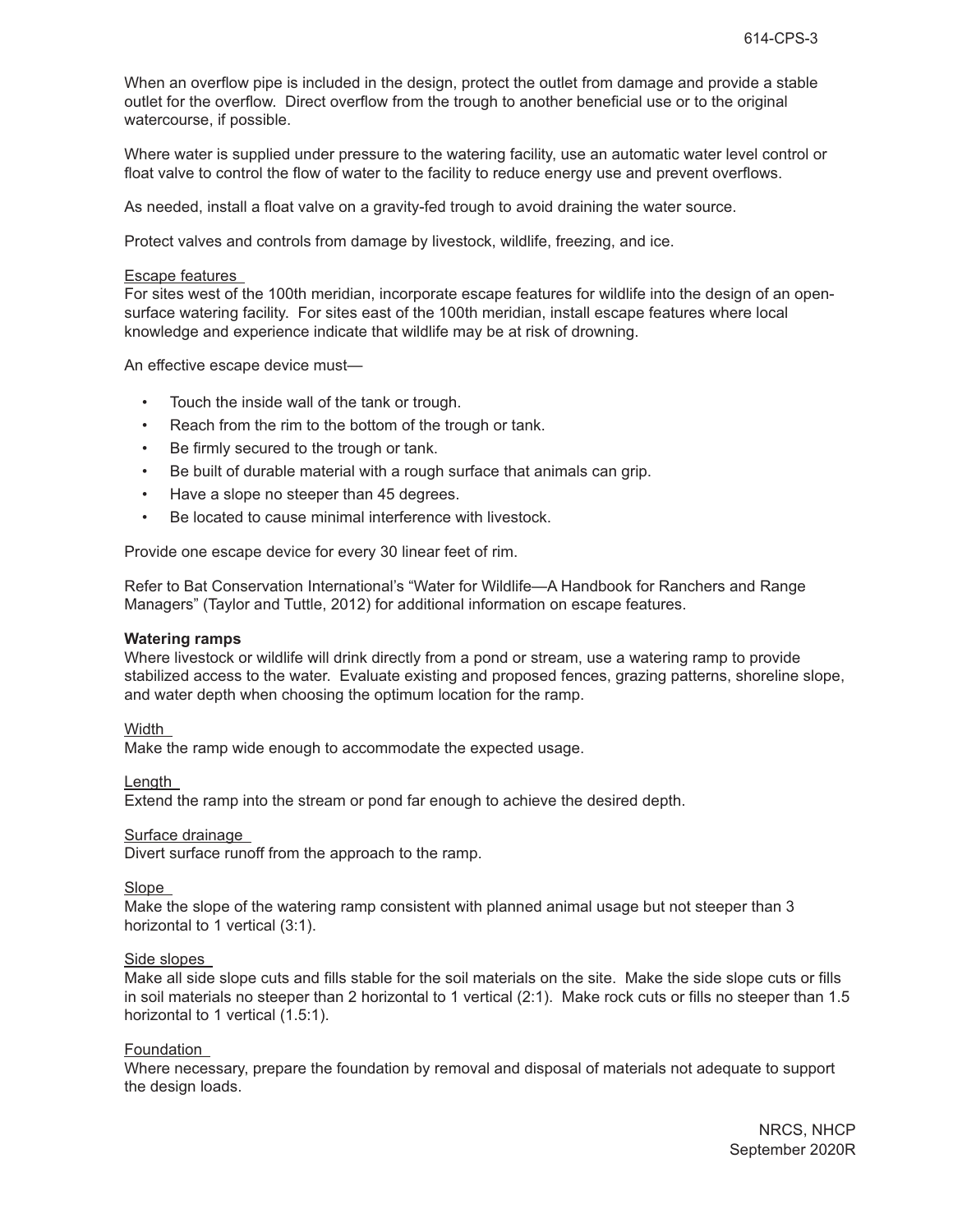When an overflow pipe is included in the design, protect the outlet from damage and provide a stable outlet for the overflow. Direct overflow from the trough to another beneficial use or to the original watercourse, if possible.

Where water is supplied under pressure to the watering facility, use an automatic water level control or float valve to control the flow of water to the facility to reduce energy use and prevent overflows.

As needed, install a float valve on a gravity-fed trough to avoid draining the water source.

Protect valves and controls from damage by livestock, wildlife, freezing, and ice.

Escape features

For sites west of the 100th meridian, incorporate escape features for wildlife into the design of an open-surface watering facility. For sites east of the 100th meridian, install escape features where local knowledge and experience indicate that wildlife may be at risk of drowning.

An effective escape device must—

- Touch the inside wall of the tank or trough.
- Reach from the rim to the bottom of the trough or tank.
- Be firmly secured to the trough or tank.
- Be built of durable material with a rough surface that animals can grip.
- Have a slope no steeper than 45 degrees.
- Be located to cause minimal interference with livestock.

Provide one escape device for every 30 linear feet of rim.

Refer to Bat Conservation International's "Water for Wildlife—A Handbook for Ranchers and Range Managers" (Taylor and Tuttle, 2012) for additional information on escape features.

**Watering ramps**

Where livestock or wildlife will drink directly from a pond or stream, use a watering ramp to provide stabilized access to the water. Evaluate existing and proposed fences, grazing patterns, shoreline slope, and water depth when choosing the optimum location for the ramp.

Width

Make the ramp wide enough to accommodate the expected usage.

Length

Extend the ramp into the stream or pond far enough to achieve the desired depth.

Surface drainage

Divert surface runoff from the approach to the ramp.

Slope

Make the slope of the watering ramp consistent with planned animal usage but not steeper than 3 horizontal to 1 vertical (3:1).

Side slopes

Make all side slope cuts and fills stable for the soil materials on the site. Make the side slope cuts or fills in soil materials no steeper than 2 horizontal to 1 vertical (2:1). Make rock cuts or fills no steeper than 1.5 horizontal to 1 vertical (1.5:1).

Foundation

Where necessary, prepare the foundation by removal and disposal of materials not adequate to support the design loads.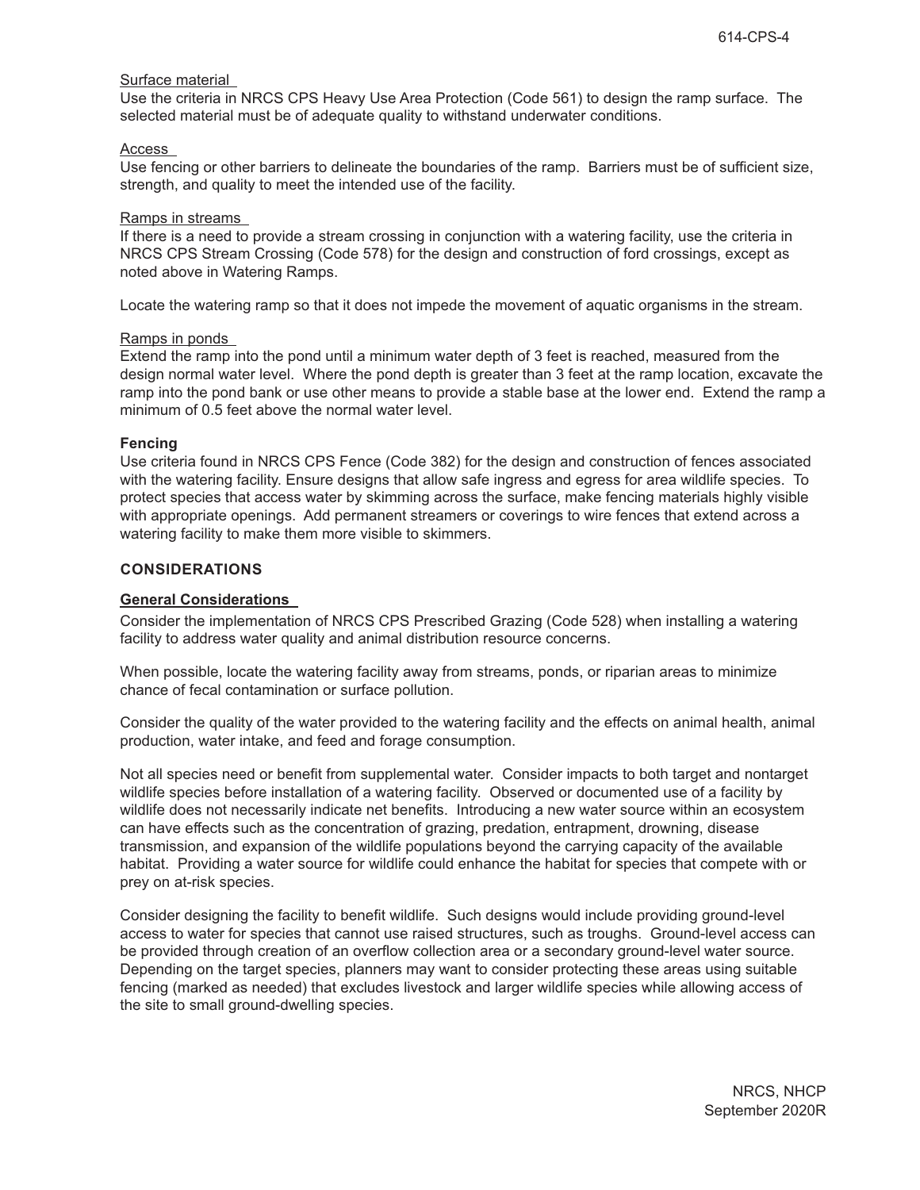Surface material

Use the criteria in NRCS CPS Heavy Use Area Protection (Code 561) to design the ramp surface. The selected material must be of adequate quality to withstand underwater conditions.

Access

Use fencing or other barriers to delineate the boundaries of the ramp. Barriers must be of sufficient size, strength, and quality to meet the intended use of the facility.

Ramps in streams

If there is a need to provide a stream crossing in conjunction with a watering facility, use the criteria in NRCS CPS Stream Crossing (Code 578) for the design and construction of ford crossings, except as noted above in Watering Ramps.

Locate the watering ramp so that it does not impede the movement of aquatic organisms in the stream.

Ramps in ponds

Extend the ramp into the pond until a minimum water depth of 3 feet is reached, measured from the design normal water level. Where the pond depth is greater than 3 feet at the ramp location, excavate the ramp into the pond bank or use other means to provide a stable base at the lower end. Extend the ramp a minimum of 0.5 feet above the normal water level.

**Fencing**

Use criteria found in NRCS CPS Fence (Code 382) for the design and construction of fences associated with the watering facility. Ensure designs that allow safe ingress and egress for area wildlife species. To protect species that access water by skimming across the surface, make fencing materials highly visible with appropriate openings. Add permanent streamers or coverings to wire fences that extend across a watering facility to make them more visible to skimmers.

## CONSIDERATIONS

### General Considerations

Consider the implementation of NRCS CPS Prescribed Grazing (Code 528) when installing a watering facility to address water quality and animal distribution resource concerns.

When possible, locate the watering facility away from streams, ponds, or riparian areas to minimize chance of fecal contamination or surface pollution.

Consider the quality of the water provided to the watering facility and the effects on animal health, animal production, water intake, and feed and forage consumption.

Not all species need or benefit from supplemental water. Consider impacts to both target and nontarget wildlife species before installation of a watering facility. Observed or documented use of a facility by wildlife does not necessarily indicate net benefits. Introducing a new water source within an ecosystem can have effects such as the concentration of grazing, predation, entrapment, drowning, disease transmission, and expansion of the wildlife populations beyond the carrying capacity of the available habitat. Providing a water source for wildlife could enhance the habitat for species that compete with or prey on at-risk species.

Consider designing the facility to benefit wildlife. Such designs would include providing ground-level access to water for species that cannot use raised structures, such as troughs. Ground-level access can be provided through creation of an overflow collection area or a secondary ground-level water source. Depending on the target species, planners may want to consider protecting these areas using suitable fencing (marked as needed) that excludes livestock and larger wildlife species while allowing access of the site to small ground-dwelling species.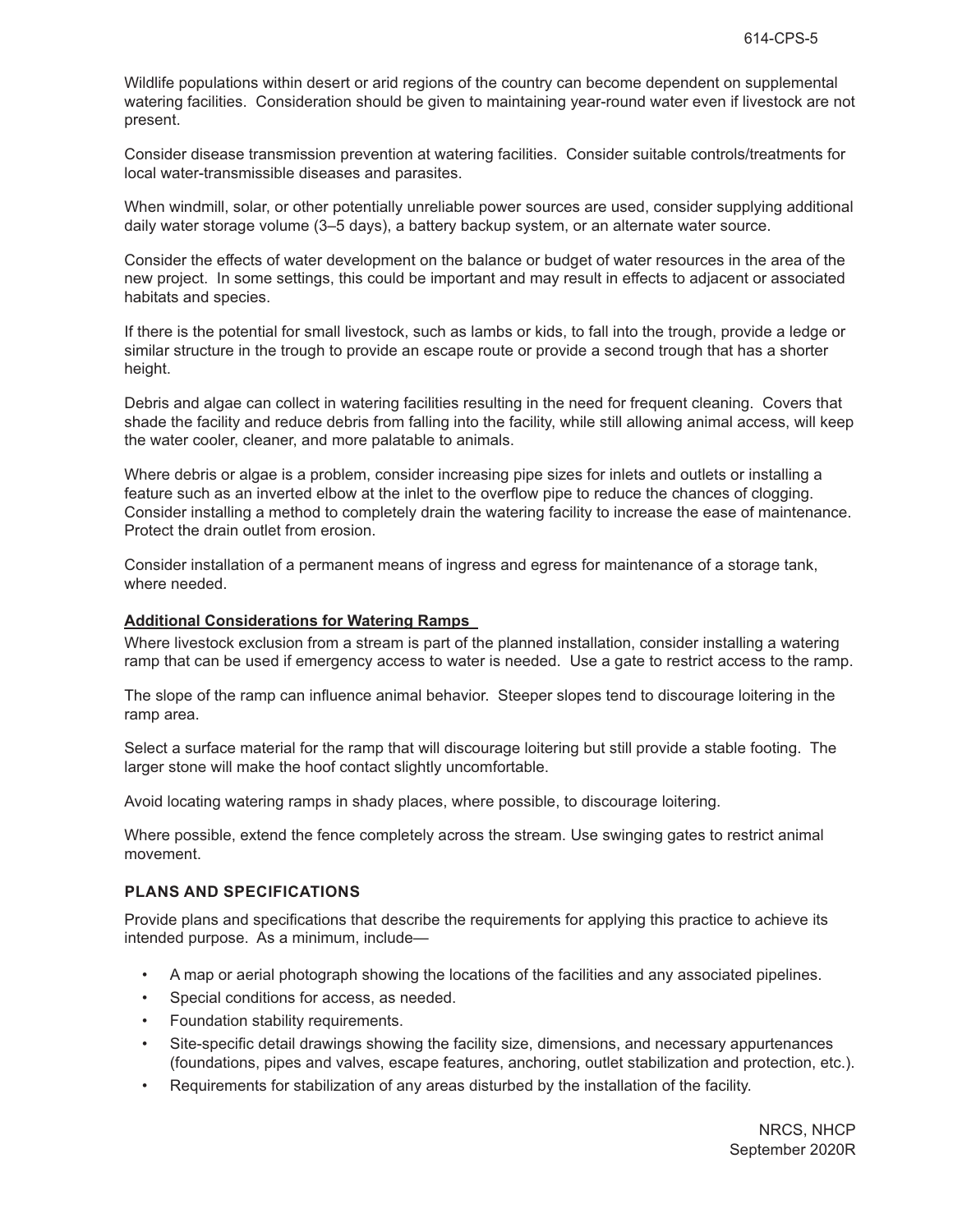Wildlife populations within desert or arid regions of the country can become dependent on supplemental watering facilities. Consideration should be given to maintaining year-round water even if livestock are not present.

Consider disease transmission prevention at watering facilities. Consider suitable controls/treatments for local water-transmissible diseases and parasites.

When windmill, solar, or other potentially unreliable power sources are used, consider supplying additional daily water storage volume (3–5 days), a battery backup system, or an alternate water source.

Consider the effects of water development on the balance or budget of water resources in the area of the new project. In some settings, this could be important and may result in effects to adjacent or associated habitats and species.

If there is the potential for small livestock, such as lambs or kids, to fall into the trough, provide a ledge or similar structure in the trough to provide an escape route or provide a second trough that has a shorter height.

Debris and algae can collect in watering facilities resulting in the need for frequent cleaning. Covers that shade the facility and reduce debris from falling into the facility, while still allowing animal access, will keep the water cooler, cleaner, and more palatable to animals.

Where debris or algae is a problem, consider increasing pipe sizes for inlets and outlets or installing a feature such as an inverted elbow at the inlet to the overflow pipe to reduce the chances of clogging. Consider installing a method to completely drain the watering facility to increase the ease of maintenance. Protect the drain outlet from erosion.

Consider installation of a permanent means of ingress and egress for maintenance of a storage tank, where needed.

**Additional Considerations for Watering Ramps**

Where livestock exclusion from a stream is part of the planned installation, consider installing a watering ramp that can be used if emergency access to water is needed. Use a gate to restrict access to the ramp.

The slope of the ramp can influence animal behavior. Steeper slopes tend to discourage loitering in the ramp area.

Select a surface material for the ramp that will discourage loitering but still provide a stable footing. The larger stone will make the hoof contact slightly uncomfortable.

Avoid locating watering ramps in shady places, where possible, to discourage loitering.

Where possible, extend the fence completely across the stream. Use swinging gates to restrict animal movement.

## PLANS AND SPECIFICATIONS

Provide plans and specifications that describe the requirements for applying this practice to achieve its intended purpose. As a minimum, include—

- A map or aerial photograph showing the locations of the facilities and any associated pipelines.
- Special conditions for access, as needed.
- Foundation stability requirements.
- Site-specific detail drawings showing the facility size, dimensions, and necessary appurtenances (foundations, pipes and valves, escape features, anchoring, outlet stabilization and protection, etc.).
- Requirements for stabilization of any areas disturbed by the installation of the facility.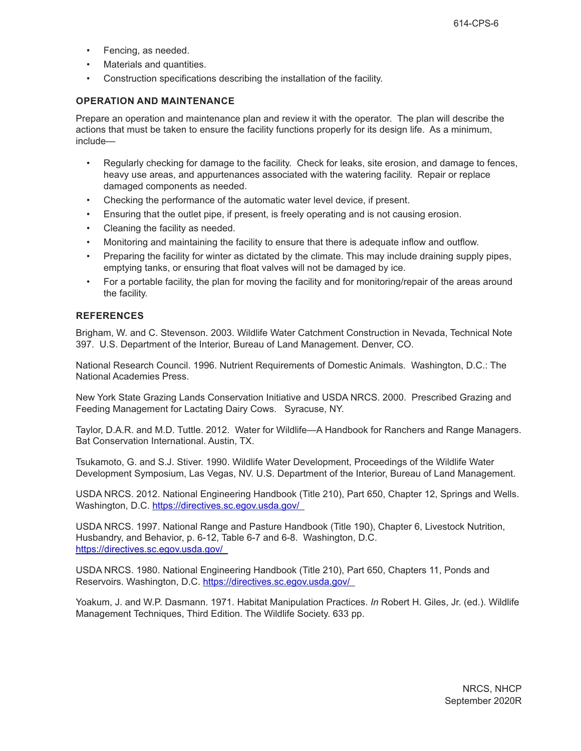- Fencing, as needed.
- Materials and quantities.
- Construction specifications describing the installation of the facility.

## OPERATION AND MAINTENANCE

Prepare an operation and maintenance plan and review it with the operator. The plan will describe the actions that must be taken to ensure the facility functions properly for its design life. As a minimum, include—

- Regularly checking for damage to the facility. Check for leaks, site erosion, and damage to fences, heavy use areas, and appurtenances associated with the watering facility. Repair or replace damaged components as needed.
- Checking the performance of the automatic water level device, if present.
- Ensuring that the outlet pipe, if present, is freely operating and is not causing erosion.
- Cleaning the facility as needed.
- Monitoring and maintaining the facility to ensure that there is adequate inflow and outflow.
- Preparing the facility for winter as dictated by the climate. This may include draining supply pipes, emptying tanks, or ensuring that float valves will not be damaged by ice.
- For a portable facility, the plan for moving the facility and for monitoring/repair of the areas around the facility.

## REFERENCES

Brigham, W. and C. Stevenson. 2003. Wildlife Water Catchment Construction in Nevada, Technical Note 397. U.S. Department of the Interior, Bureau of Land Management. Denver, CO.

National Research Council. 1996. Nutrient Requirements of Domestic Animals. Washington, D.C.: The National Academies Press.

New York State Grazing Lands Conservation Initiative and USDA NRCS. 2000. Prescribed Grazing and Feeding Management for Lactating Dairy Cows. Syracuse, NY.

Taylor, D.A.R. and M.D. Tuttle. 2012. Water for Wildlife—A Handbook for Ranchers and Range Managers. Bat Conservation International. Austin, TX.

Tsukamoto, G. and S.J. Stiver. 1990. Wildlife Water Development, Proceedings of the Wildlife Water Development Symposium, Las Vegas, NV. U.S. Department of the Interior, Bureau of Land Management.

USDA NRCS. 2012. National Engineering Handbook (Title 210), Part 650, Chapter 12, Springs and Wells. Washington, D.C. https://directives.sc.egov.usda.gov/

USDA NRCS. 1997. National Range and Pasture Handbook (Title 190), Chapter 6, Livestock Nutrition, Husbandry, and Behavior, p. 6-12, Table 6-7 and 6-8. Washington, D.C. https://directives.sc.egov.usda.gov/

USDA NRCS. 1980. National Engineering Handbook (Title 210), Part 650, Chapters 11, Ponds and Reservoirs. Washington, D.C. https://directives.sc.egov.usda.gov/

Yoakum, J. and W.P. Dasmann. 1971. Habitat Manipulation Practices. *In* Robert H. Giles, Jr. (ed.). Wildlife Management Techniques, Third Edition. The Wildlife Society. 633 pp.